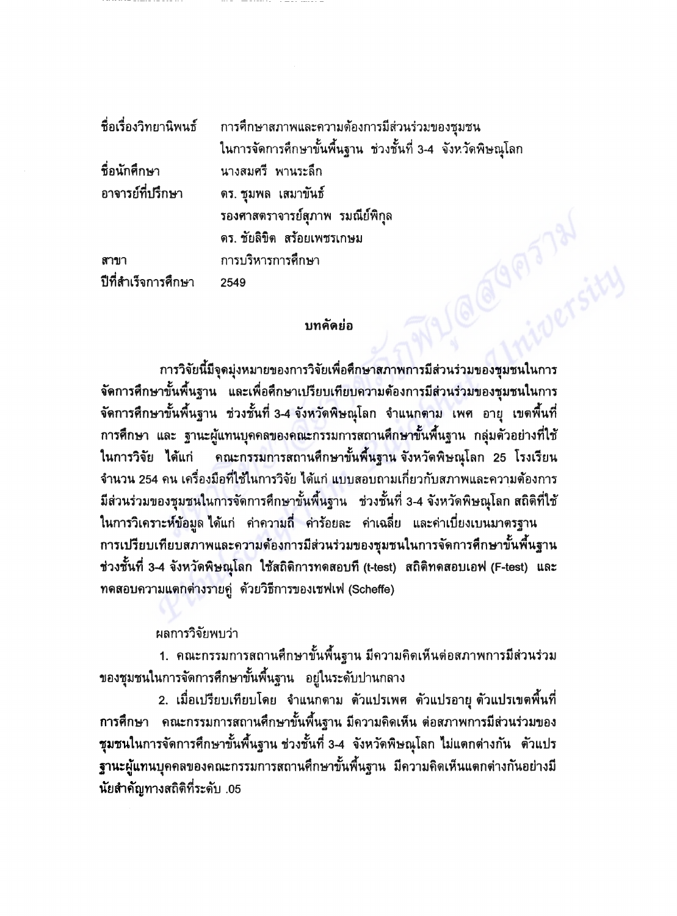| | |
|---|---|
| ชื่อเรื่องวิทยานิพนธ์ | การศึกษาสภาพและความต้องการมีส่วนร่วมของชุมชน ในการจัดการศึกษาขั้นพื้นฐาน ช่วงชั้นที่ 3-4 จังหวัดพิษณุโลก |
| ชื่อนักศึกษา | นางสมศรี พานระลึก |
| อาจารย์ที่ปรึกษา | ดร. ชุมพล เสมาขันธ์ |
| | รองศาสตราจารย์สุภาพ รมณีย์พิกุล |
| | ดร. ชัยลิขิต สร้อยเพชรเกษม |
| สาขา | การบริหารการศึกษา |
| ปีที่สำเร็จการศึกษา | 2549 |

## บทคัดย่อ

การวิจัยนี้มีจุดมุ่งหมายของการวิจัยเพื่อศึกษาสภาพการมีส่วนร่วมของชุมชนในการจัดการศึกษาขั้นพื้นฐาน และเพื่อศึกษาเปรียบเทียบความต้องการมีส่วนร่วมของชุมชนในการจัดการศึกษาขั้นพื้นฐาน ช่วงชั้นที่ 3-4 จังหวัดพิษณุโลก จำแนกตาม เพศ อายุ เขตพื้นที่การศึกษา และ ฐานะผู้แทนบุคคลของคณะกรรมการสถานศึกษาขั้นพื้นฐาน กลุ่มตัวอย่างที่ใช้ในการวิจัย ได้แก่ คณะกรรมการสถานศึกษาขั้นพื้นฐาน จังหวัดพิษณุโลก 25 โรงเรียน จำนวน 254 คน เครื่องมือที่ใช้ในการวิจัย ได้แก่ แบบสอบถามเกี่ยวกับสภาพและความต้องการมีส่วนร่วมของชุมชนในการจัดการศึกษาขั้นพื้นฐาน ช่วงชั้นที่ 3-4 จังหวัดพิษณุโลก สถิติที่ใช้ในการวิเคราะห์ข้อมูล ได้แก่ ค่าความถี่ ค่าร้อยละ ค่าเฉลี่ย และค่าเบี่ยงเบนมาตรฐาน การเปรียบเทียบสภาพและความต้องการมีส่วนร่วมของชุมชนในการจัดการศึกษาขั้นพื้นฐาน ช่วงชั้นที่ 3-4 จังหวัดพิษณุโลก ใช้สถิติการทดสอบที (t-test) สถิติทดสอบเอฟ (F-test) และทดสอบความแตกต่างรายคู่ ด้วยวิธีการของเชฟเฟ (Scheffe)

ผลการวิจัยพบว่า

1. คณะกรรมการสถานศึกษาขั้นพื้นฐาน มีความคิดเห็นต่อสภาพการมีส่วนร่วมของชุมชนในการจัดการศึกษาขั้นพื้นฐาน อยู่ในระดับปานกลาง

2. เมื่อเปรียบเทียบโดย จำแนกตาม ตัวแปรเพศ ตัวแปรอายุ ตัวแปรเขตพื้นที่การศึกษา คณะกรรมการสถานศึกษาขั้นพื้นฐาน มีความคิดเห็น ต่อสภาพการมีส่วนร่วมของชุมชนในการจัดการศึกษาขั้นพื้นฐาน ช่วงชั้นที่ 3-4 จังหวัดพิษณุโลก ไม่แตกต่างกัน ตัวแปรฐานะผู้แทนบุคคลของคณะกรรมการสถานศึกษาขั้นพื้นฐาน มีความคิดเห็นแตกต่างกันอย่างมีนัยสำคัญทางสถิติที่ระดับ .05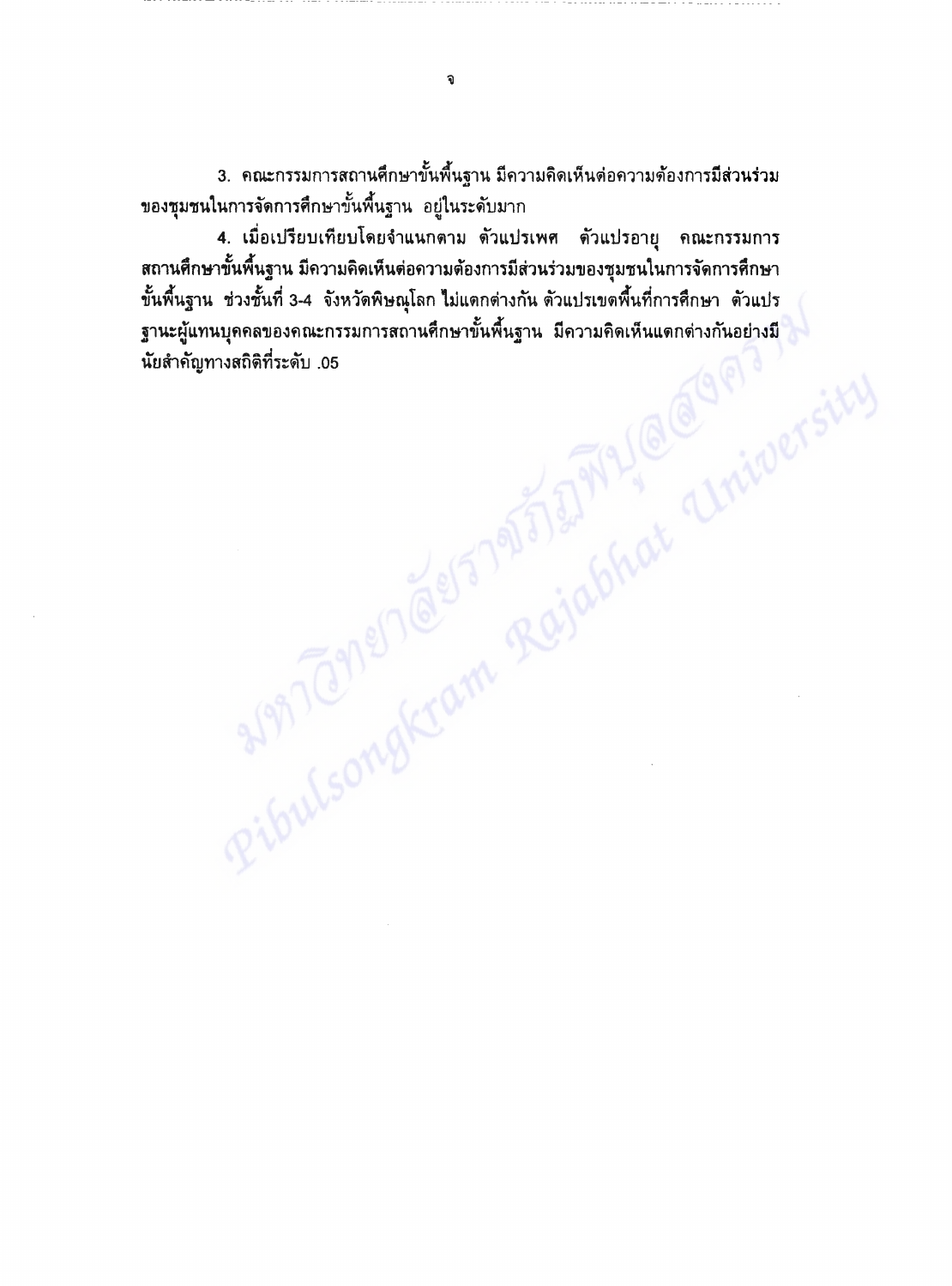3. คณะกรรมการสถานศึกษาขั้นพื้นฐาน มีความคิดเห็นต่อความต้องการมีส่วนร่วมของชุมชนในการจัดการศึกษาขั้นพื้นฐาน อยู่ในระดับมาก

4. เมื่อเปรียบเทียบโดยจำแนกตาม ตัวแปรเพศ ตัวแปรอายุ คณะกรรมการสถานศึกษาขั้นพื้นฐาน มีความคิดเห็นต่อความต้องการมีส่วนร่วมของชุมชนในการจัดการศึกษาขั้นพื้นฐาน ช่วงชั้นที่ 3-4 จังหวัดพิษณุโลก ไม่แตกต่างกัน ตัวแปรเขตพื้นที่การศึกษา ตัวแปรฐานะผู้แทนบุคคลของคณะกรรมการสถานศึกษาขั้นพื้นฐาน มีความคิดเห็นแตกต่างกันอย่างมีนัยสำคัญทางสถิติที่ระดับ .05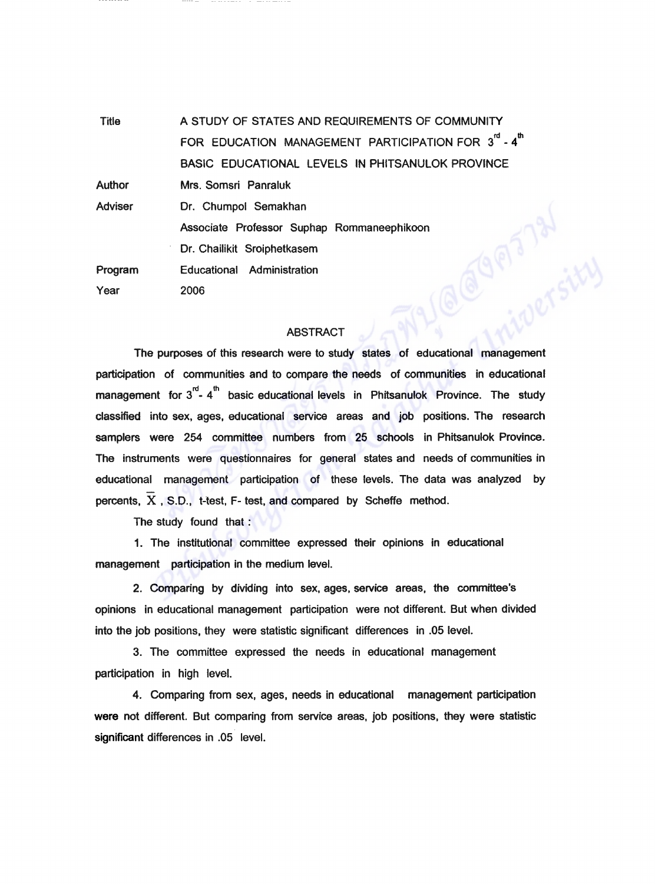| | |
|---|---|
| Title | A STUDY OF STATES AND REQUIREMENTS OF COMMUNITY FOR EDUCATION MANAGEMENT PARTICIPATION FOR $3^{rd}$ - $4^{th}$ BASIC EDUCATIONAL LEVELS IN PHITSANULOK PROVINCE |
| Author | Mrs. Somsri Panraluk |
| Adviser | Dr. Chumpol Semakhan |
| | Associate Professor Suphap Rommaneephikoon |
| | Dr. Chailikit Sroiphetkasem |
| Program | Educational Administration |
| Year | 2006 |

## ABSTRACT

The purposes of this research were to study states of educational management participation of communities and to compare the needs of communities in educational management for $3^{rd}$- $4^{th}$ basic educational levels in Phitsanulok Province. The study classified into sex, ages, educational service areas and job positions. The research samplers were 254 committee numbers from 25 schools in Phitsanulok Province. The instruments were questionnaires for general states and needs of communities in educational management participation of these levels. The data was analyzed by percents, $\overline{X}$ , S.D., t-test, F- test, and compared by Scheffe method.

The study found that :

1. The institutional committee expressed their opinions in educational management participation in the medium level.

2. Comparing by dividing into sex, ages, service areas, the committee's opinions in educational management participation were not different. But when divided into the job positions, they were statistic significant differences in .05 level.

3. The committee expressed the needs in educational management participation in high level.

4. Comparing from sex, ages, needs in educational management participation were not different. But comparing from service areas, job positions, they were statistic significant differences in .05 level.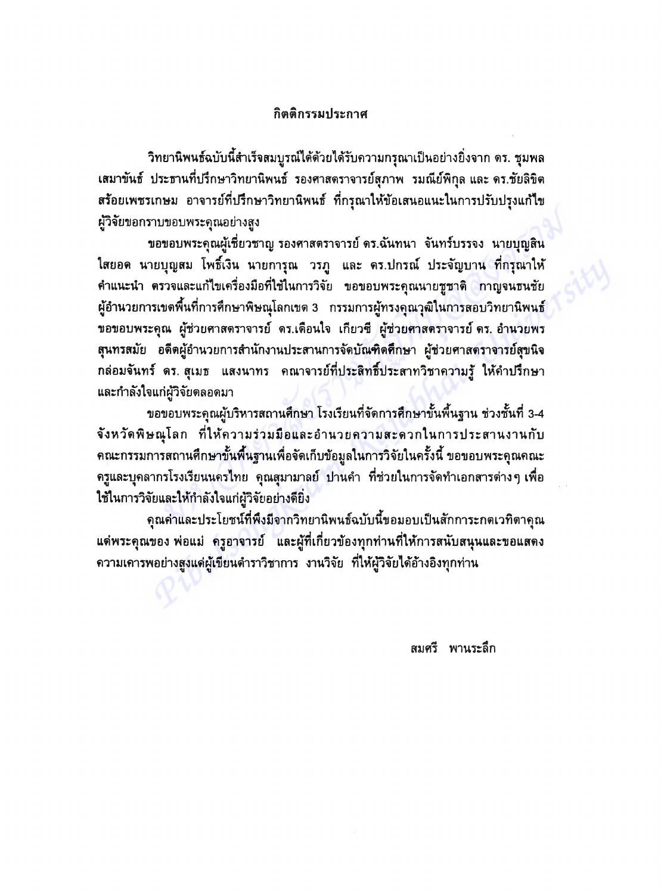# กิตติกรรมประกาศ

วิทยานิพนธ์ฉบับนี้สำเร็จสมบูรณ์ได้ด้วยได้รับความกรุณาเป็นอย่างยิ่งจาก ดร. ชุมพล เสมาขันธ์ ประธานที่ปรึกษาวิทยานิพนธ์ รองศาสตราจารย์สุภาพ รมณีย์พิกุล และ ดร.ชัยลิขิต สร้อยเพชรเกษม อาจารย์ที่ปรึกษาวิทยานิพนธ์ ที่กรุณาให้ข้อเสนอแนะในการปรับปรุงแก้ไข ผู้วิจัยขอกราบขอบพระคุณอย่างสูง

ขอขอบพระคุณผู้เชี่ยวชาญ รองศาสตราจารย์ ดร.ฉันทนา จันทร์บรรจง นายบุญสิน ใสยอด นายบุญสม โพธิ์เงิน นายการุณ วรภู และ ดร.ปกรณ์ ประจัญบาน ที่กรุณาให้คำแนะนำ ตรวจและแก้ไขเครื่องมือที่ใช้ในการวิจัย ขอขอบพระคุณนายชูชาติ กาญจนธนชัย ผู้อำนวยการเขตพื้นที่การศึกษาพิษณุโลกเขต 3 กรรมการผู้ทรงคุณวุฒิในการสอบวิทยานิพนธ์ ขอขอบพระคุณ ผู้ช่วยศาสตราจารย์ ดร.เดือนใจ เกียวซี ผู้ช่วยศาสตราจารย์ ดร. อำนวยพร สุนทรสมัย อดีตผู้อำนวยการสำนักงานประสานการจัดบัณฑิตศึกษา ผู้ช่วยศาสตราจารย์สุขนิจ กล่อมจันทร์ ดร. สุเมธ แสงนาทร คณาจารย์ที่ประสิทธิ์ประสาทวิชาความรู้ ให้คำปรึกษา และกำลังใจแก่ผู้วิจัยตลอดมา

ขอขอบพระคุณผู้บริหารสถานศึกษา โรงเรียนที่จัดการศึกษาขั้นพื้นฐาน ช่วงชั้นที่ 3-4 จังหวัดพิษณุโลก ที่ให้ความร่วมมือและอำนวยความสะดวกในการประสานงานกับคณะกรรมการสถานศึกษาขั้นพื้นฐานเพื่อจัดเก็บข้อมูลในการวิจัยในครั้งนี้ ขอขอบพระคุณคณะครูและบุคลากรโรงเรียนนครไทย คุณสุมามาลย์ ปานคำ ที่ช่วยในการจัดทำเอกสารต่างๆ เพื่อใช้ในการวิจัยและให้กำลังใจแก่ผู้วิจัยอย่างดียิ่ง

คุณค่าและประโยชน์ที่พึงมีจากวิทยานิพนธ์ฉบับนี้ขอมอบเป็นสักการะกตเวทิตาคุณแด่พระคุณของ พ่อแม่ ครูอาจารย์ และผู้ที่เกี่ยวข้องทุกท่านที่ให้การสนับสนุนและขอแสดงความเคารพอย่างสูงแด่ผู้เขียนตำราวิชาการ งานวิจัย ที่ให้ผู้วิจัยได้อ้างอิงทุกท่าน

สมศรี พานระลึก